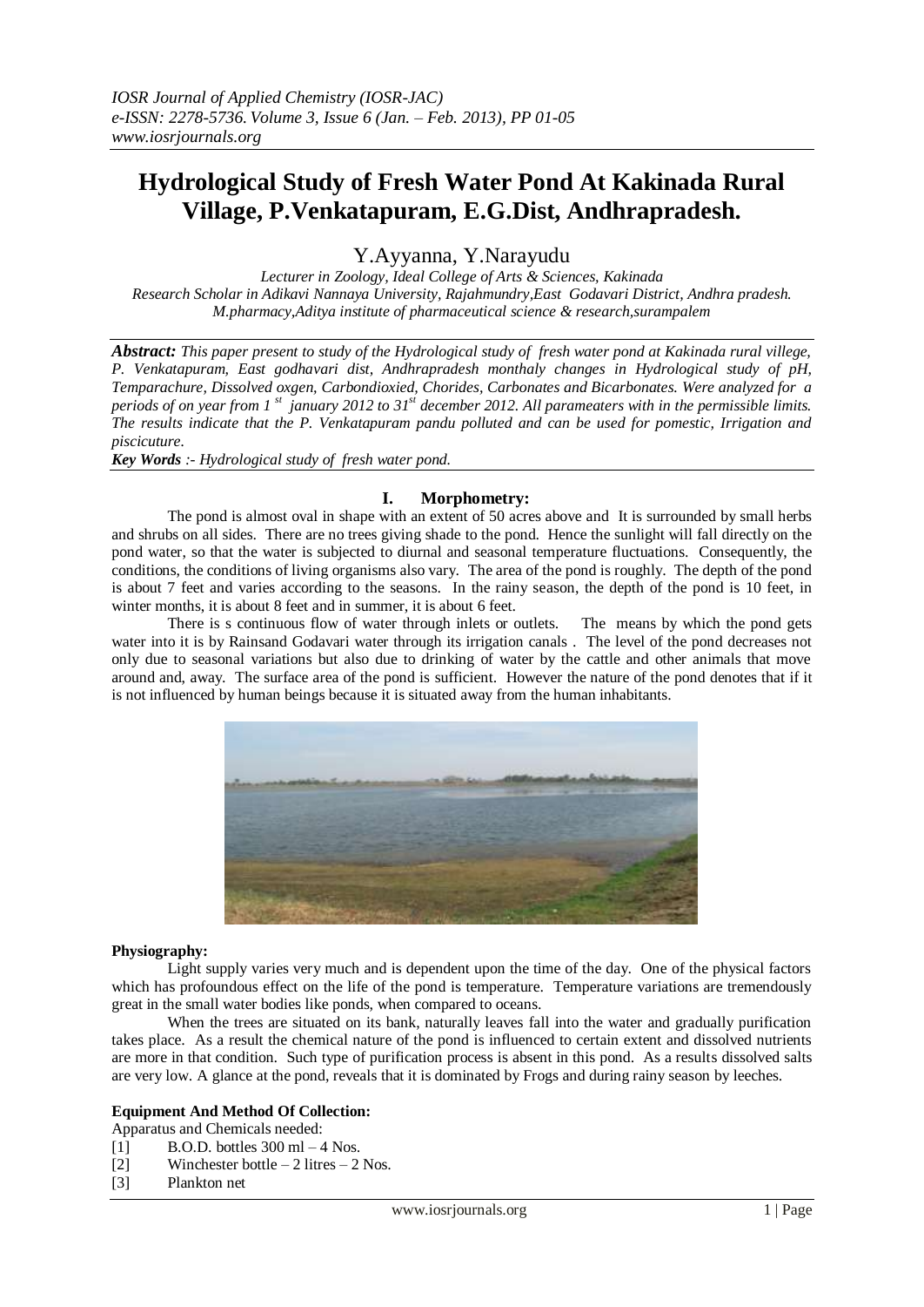# Hydrological Study of Fresh Water Pond At Kakinada Rural Village, P.Venkatapuram, E.G.Dist, Andhrapradesh.

Y.Ayyanna, Y.Narayudu

*Lecturer in Zoology, Ideal College of Arts & Sciences, Kakinada*
*Research Scholar in Adikavi Nannaya University, Rajahmundry,East Godavari District, Andhra pradesh.*
*M.pharmacy,Aditya institute of pharmaceutical science & research,surampalem*

***Abstract:*** *This paper present to study of the Hydrological study of fresh water pond at Kakinada rural villege, P. Venkatapuram, East godhavari dist, Andhrapradesh monthaly changes in Hydrological study of pH, Temparachure, Dissolved oxgen, Carbondioxied, Chorides, Carbonates and Bicarbonates. Were analyzed for a periods of on year from 1[st] january 2012 to 31[st] december 2012. All parameaters with in the permissible limits. The results indicate that the P. Venkatapuram pandu polluted and can be used for pomestic, Irrigation and piscicuture.*

***Key Words*** *:- Hydrological study of fresh water pond.*

## I. Morphometry:

The pond is almost oval in shape with an extent of 50 acres above and It is surrounded by small herbs and shrubs on all sides. There are no trees giving shade to the pond. Hence the sunlight will fall directly on the pond water, so that the water is subjected to diurnal and seasonal temperature fluctuations. Consequently, the conditions, the conditions of living organisms also vary. The area of the pond is roughly. The depth of the pond is about 7 feet and varies according to the seasons. In the rainy season, the depth of the pond is 10 feet, in winter months, it is about 8 feet and in summer, it is about 6 feet.

There is s continuous flow of water through inlets or outlets. The means by which the pond gets water into it is by Rainsand Godavari water through its irrigation canals . The level of the pond decreases not only due to seasonal variations but also due to drinking of water by the cattle and other animals that move around and, away. The surface area of the pond is sufficient. However the nature of the pond denotes that if it is not influenced by human beings because it is situated away from the human inhabitants.

**Physiography:**

Light supply varies very much and is dependent upon the time of the day. One of the physical factors which has profoundous effect on the life of the pond is temperature. Temperature variations are tremendously great in the small water bodies like ponds, when compared to oceans.

When the trees are situated on its bank, naturally leaves fall into the water and gradually purification takes place. As a result the chemical nature of the pond is influenced to certain extent and dissolved nutrients are more in that condition. Such type of purification process is absent in this pond. As a results dissolved salts are very low. A glance at the pond, reveals that it is dominated by Frogs and during rainy season by leeches.

**Equipment And Method Of Collection:**

Apparatus and Chemicals needed:

[1] B.O.D. bottles 300 ml – 4 Nos.
[2] Winchester bottle – 2 litres – 2 Nos.
[3] Plankton net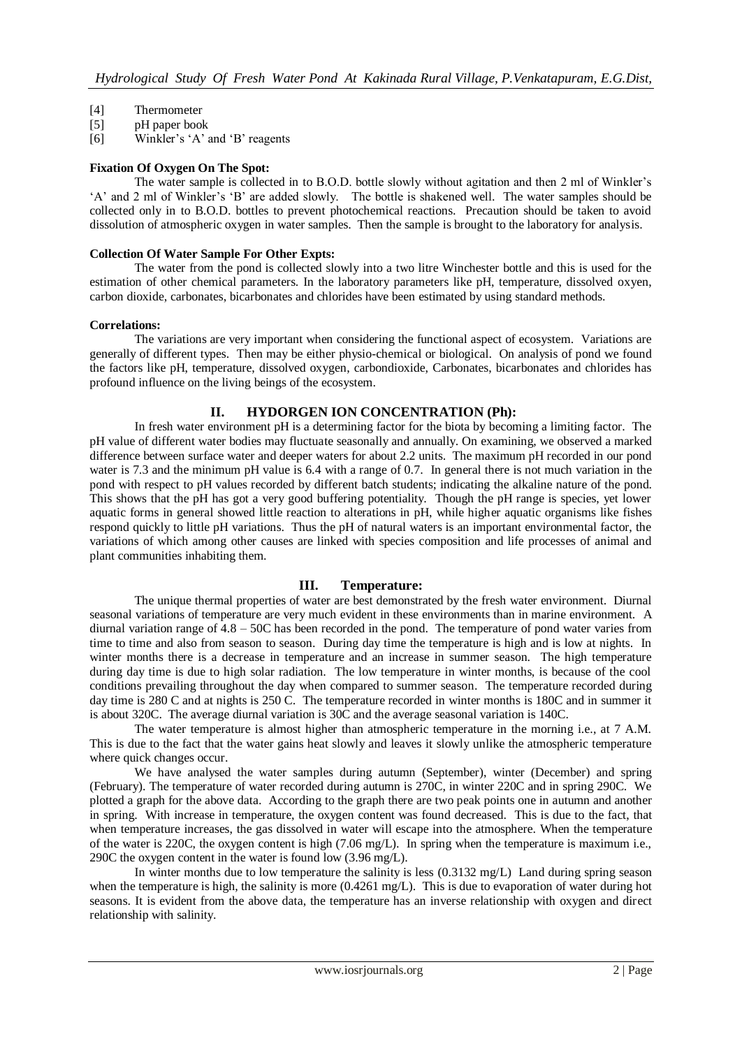[4] Thermometer
[5] pH paper book
[6] Winkler's 'A' and 'B' reagents

**Fixation Of Oxygen On The Spot:**

The water sample is collected in to B.O.D. bottle slowly without agitation and then 2 ml of Winkler's 'A' and 2 ml of Winkler's 'B' are added slowly. The bottle is shakened well. The water samples should be collected only in to B.O.D. bottles to prevent photochemical reactions. Precaution should be taken to avoid dissolution of atmospheric oxygen in water samples. Then the sample is brought to the laboratory for analysis.

**Collection Of Water Sample For Other Expts:**

The water from the pond is collected slowly into a two litre Winchester bottle and this is used for the estimation of other chemical parameters. In the laboratory parameters like pH, temperature, dissolved oxyen, carbon dioxide, carbonates, bicarbonates and chlorides have been estimated by using standard methods.

**Correlations:**

The variations are very important when considering the functional aspect of ecosystem. Variations are generally of different types. Then may be either physio-chemical or biological. On analysis of pond we found the factors like pH, temperature, dissolved oxygen, carbondioxide, Carbonates, bicarbonates and chlorides has profound influence on the living beings of the ecosystem.

## II. HYDORGEN ION CONCENTRATION (Ph):

In fresh water environment pH is a determining factor for the biota by becoming a limiting factor. The pH value of different water bodies may fluctuate seasonally and annually. On examining, we observed a marked difference between surface water and deeper waters for about 2.2 units. The maximum pH recorded in our pond water is 7.3 and the minimum pH value is 6.4 with a range of 0.7. In general there is not much variation in the pond with respect to pH values recorded by different batch students; indicating the alkaline nature of the pond. This shows that the pH has got a very good buffering potentiality. Though the pH range is species, yet lower aquatic forms in general showed little reaction to alterations in pH, while higher aquatic organisms like fishes respond quickly to little pH variations. Thus the pH of natural waters is an important environmental factor, the variations of which among other causes are linked with species composition and life processes of animal and plant communities inhabiting them.

## III. Temperature:

The unique thermal properties of water are best demonstrated by the fresh water environment. Diurnal seasonal variations of temperature are very much evident in these environments than in marine environment. A diurnal variation range of 4.8 – 50C has been recorded in the pond. The temperature of pond water varies from time to time and also from season to season. During day time the temperature is high and is low at nights. In winter months there is a decrease in temperature and an increase in summer season. The high temperature during day time is due to high solar radiation. The low temperature in winter months, is because of the cool conditions prevailing throughout the day when compared to summer season. The temperature recorded during day time is 280 C and at nights is 250 C. The temperature recorded in winter months is 180C and in summer it is about 320C. The average diurnal variation is 30C and the average seasonal variation is 140C.

The water temperature is almost higher than atmospheric temperature in the morning i.e., at 7 A.M. This is due to the fact that the water gains heat slowly and leaves it slowly unlike the atmospheric temperature where quick changes occur.

We have analysed the water samples during autumn (September), winter (December) and spring (February). The temperature of water recorded during autumn is 270C, in winter 220C and in spring 290C. We plotted a graph for the above data. According to the graph there are two peak points one in autumn and another in spring. With increase in temperature, the oxygen content was found decreased. This is due to the fact, that when temperature increases, the gas dissolved in water will escape into the atmosphere. When the temperature of the water is 220C, the oxygen content is high (7.06 mg/L). In spring when the temperature is maximum i.e., 290C the oxygen content in the water is found low (3.96 mg/L).

In winter months due to low temperature the salinity is less (0.3132 mg/L) Land during spring season when the temperature is high, the salinity is more (0.4261 mg/L). This is due to evaporation of water during hot seasons. It is evident from the above data, the temperature has an inverse relationship with oxygen and direct relationship with salinity.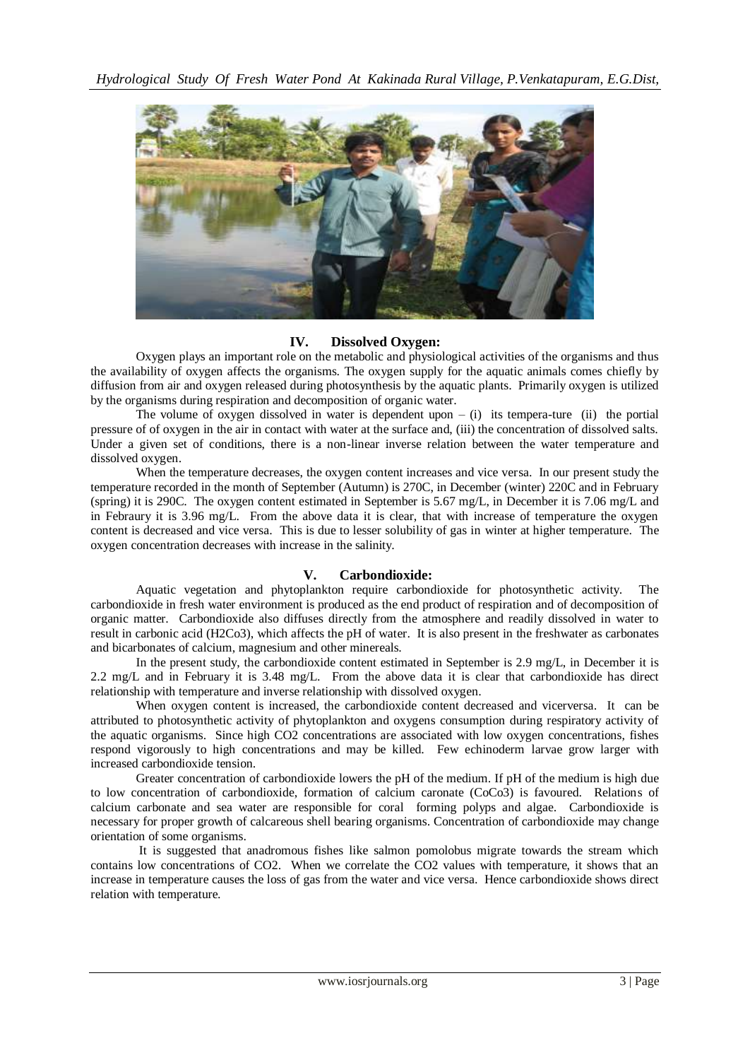## IV. Dissolved Oxygen:

Oxygen plays an important role on the metabolic and physiological activities of the organisms and thus the availability of oxygen affects the organisms. The oxygen supply for the aquatic animals comes chiefly by diffusion from air and oxygen released during photosynthesis by the aquatic plants. Primarily oxygen is utilized by the organisms during respiration and decomposition of organic water.

The volume of oxygen dissolved in water is dependent upon – (i) its tempera-ture (ii) the portial pressure of of oxygen in the air in contact with water at the surface and, (iii) the concentration of dissolved salts. Under a given set of conditions, there is a non-linear inverse relation between the water temperature and dissolved oxygen.

When the temperature decreases, the oxygen content increases and vice versa. In our present study the temperature recorded in the month of September (Autumn) is 270C, in December (winter) 220C and in February (spring) it is 290C. The oxygen content estimated in September is 5.67 mg/L, in December it is 7.06 mg/L and in Febraury it is 3.96 mg/L. From the above data it is clear, that with increase of temperature the oxygen content is decreased and vice versa. This is due to lesser solubility of gas in winter at higher temperature. The oxygen concentration decreases with increase in the salinity.

## V. Carbondioxide:

Aquatic vegetation and phytoplankton require carbondioxide for photosynthetic activity. The carbondioxide in fresh water environment is produced as the end product of respiration and of decomposition of organic matter. Carbondioxide also diffuses directly from the atmosphere and readily dissolved in water to result in carbonic acid (H2Co3), which affects the pH of water. It is also present in the freshwater as carbonates and bicarbonates of calcium, magnesium and other minereals.

In the present study, the carbondioxide content estimated in September is 2.9 mg/L, in December it is 2.2 mg/L and in February it is 3.48 mg/L. From the above data it is clear that carbondioxide has direct relationship with temperature and inverse relationship with dissolved oxygen.

When oxygen content is increased, the carbondioxide content decreased and vicerversa. It can be attributed to photosynthetic activity of phytoplankton and oxygens consumption during respiratory activity of the aquatic organisms. Since high CO2 concentrations are associated with low oxygen concentrations, fishes respond vigorously to high concentrations and may be killed. Few echinoderm larvae grow larger with increased carbondioxide tension.

Greater concentration of carbondioxide lowers the pH of the medium. If pH of the medium is high due to low concentration of carbondioxide, formation of calcium caronate (CoCo3) is favoured. Relations of calcium carbonate and sea water are responsible for coral forming polyps and algae. Carbondioxide is necessary for proper growth of calcareous shell bearing organisms. Concentration of carbondioxide may change orientation of some organisms.

It is suggested that anadromous fishes like salmon pomolobus migrate towards the stream which contains low concentrations of CO2. When we correlate the CO2 values with temperature, it shows that an increase in temperature causes the loss of gas from the water and vice versa. Hence carbondioxide shows direct relation with temperature.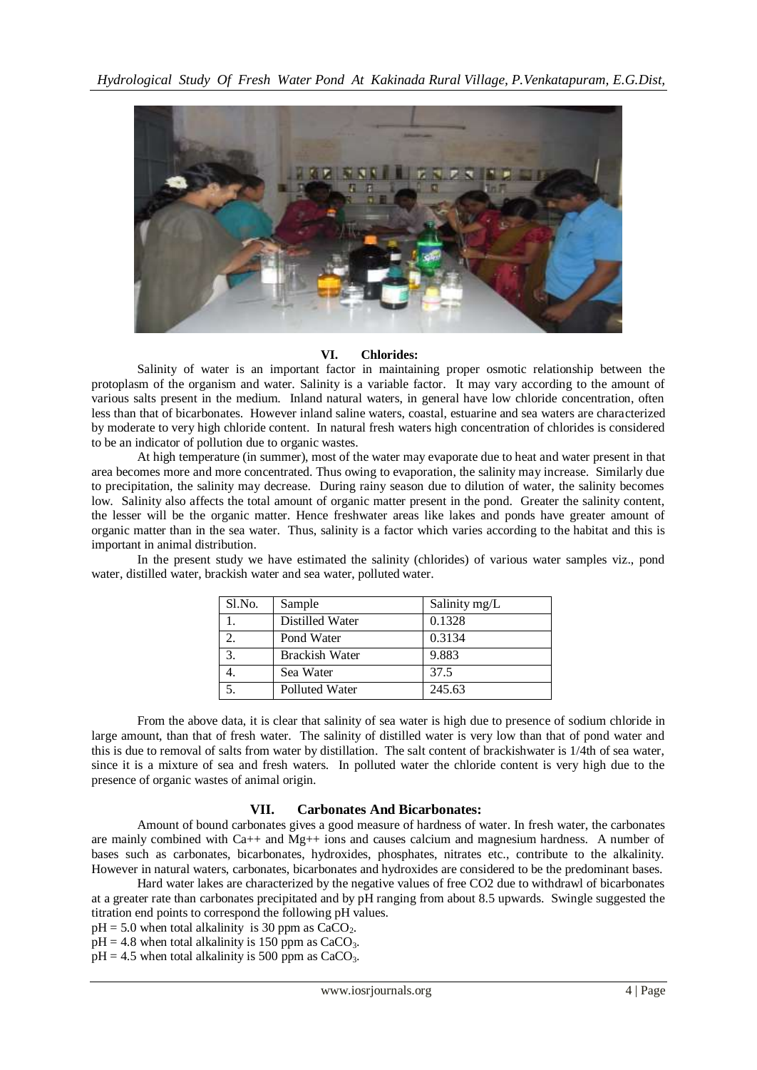## VI. Chlorides:

Salinity of water is an important factor in maintaining proper osmotic relationship between the protoplasm of the organism and water. Salinity is a variable factor. It may vary according to the amount of various salts present in the medium. Inland natural waters, in general have low chloride concentration, often less than that of bicarbonates. However inland saline waters, coastal, estuarine and sea waters are characterized by moderate to very high chloride content. In natural fresh waters high concentration of chlorides is considered to be an indicator of pollution due to organic wastes.

At high temperature (in summer), most of the water may evaporate due to heat and water present in that area becomes more and more concentrated. Thus owing to evaporation, the salinity may increase. Similarly due to precipitation, the salinity may decrease. During rainy season due to dilution of water, the salinity becomes low. Salinity also affects the total amount of organic matter present in the pond. Greater the salinity content, the lesser will be the organic matter. Hence freshwater areas like lakes and ponds have greater amount of organic matter than in the sea water. Thus, salinity is a factor which varies according to the habitat and this is important in animal distribution.

In the present study we have estimated the salinity (chlorides) of various water samples viz., pond water, distilled water, brackish water and sea water, polluted water.

| Sl.No. | Sample | Salinity mg/L |
| --- | --- | --- |
| 1. | Distilled Water | 0.1328 |
| 2. | Pond Water | 0.3134 |
| 3. | Brackish Water | 9.883 |
| 4. | Sea Water | 37.5 |
| 5. | Polluted Water | 245.63 |

From the above data, it is clear that salinity of sea water is high due to presence of sodium chloride in large amount, than that of fresh water. The salinity of distilled water is very low than that of pond water and this is due to removal of salts from water by distillation. The salt content of brackishwater is 1/4th of sea water, since it is a mixture of sea and fresh waters. In polluted water the chloride content is very high due to the presence of organic wastes of animal origin.

## VII. Carbonates And Bicarbonates:

Amount of bound carbonates gives a good measure of hardness of water. In fresh water, the carbonates are mainly combined with $Ca^{++}$ and $Mg^{++}$ ions and causes calcium and magnesium hardness. A number of bases such as carbonates, bicarbonates, hydroxides, phosphates, nitrates etc., contribute to the alkalinity. However in natural waters, carbonates, bicarbonates and hydroxides are considered to be the predominant bases.

Hard water lakes are characterized by the negative values of free CO2 due to withdrawl of bicarbonates at a greater rate than carbonates precipitated and by pH ranging from about 8.5 upwards. Swingle suggested the titration end points to correspond the following pH values.

pH = 5.0 when total alkalinity is 30 ppm as $CaCO_2$.
pH = 4.8 when total alkalinity is 150 ppm as $CaCO_3$.
pH = 4.5 when total alkalinity is 500 ppm as $CaCO_3$.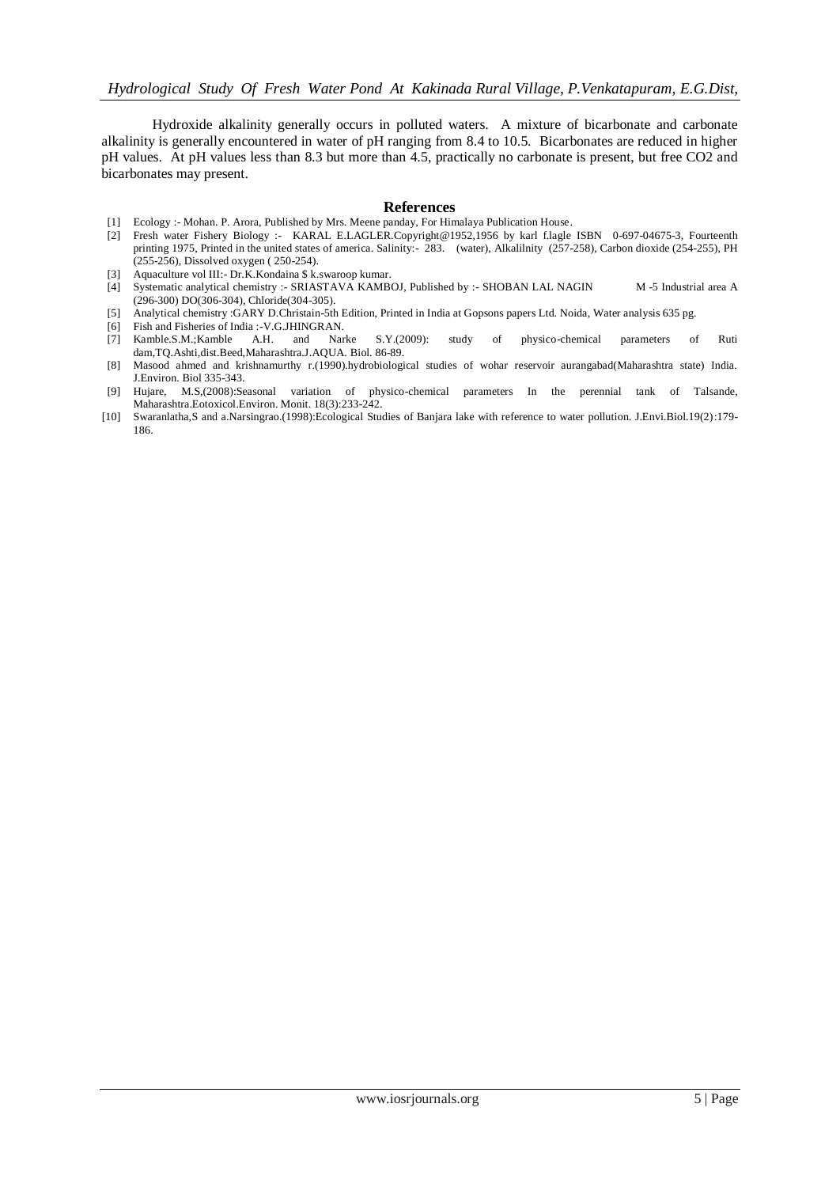Hydroxide alkalinity generally occurs in polluted waters. A mixture of bicarbonate and carbonate alkalinity is generally encountered in water of pH ranging from 8.4 to 10.5. Bicarbonates are reduced in higher pH values. At pH values less than 8.3 but more than 4.5, practically no carbonate is present, but free $CO_2$ and bicarbonates may present.

## References

[1] Ecology :- Mohan. P. Arora, Published by Mrs. Meene panday, For Himalaya Publication House.

[2] Fresh water Fishery Biology :- KARAL E.LAGLER.Copyright@1952,1956 by karl f.lagle ISBN 0-697-04675-3, Fourteenth printing 1975, Printed in the united states of america. Salinity:- 283. (water), Alkalilnity (257-258), Carbon dioxide (254-255), PH (255-256), Dissolved oxygen ( 250-254).

[3] Aquaculture vol III:- Dr.K.Kondaina $ k.swaroop kumar.

[4] Systematic analytical chemistry :- SRIASTAVA KAMBOJ, Published by :- SHOBAN LAL NAGIN M -5 Industrial area A (296-300) DO(306-304), Chloride(304-305).

[5] Analytical chemistry :GARY D.Christain-5th Edition, Printed in India at Gopsons papers Ltd. Noida, Water analysis 635 pg.

[6] Fish and Fisheries of India :-V.G.JHINGRAN.

[7] Kamble.S.M.;Kamble A.H. and Narke S.Y.(2009): study of physico-chemical parameters of Ruti dam,TQ.Ashti,dist.Beed,Maharashtra.J.AQUA. Biol. 86-89.

[8] Masood ahmed and krishnamurthy r.(1990).hydrobiological studies of wohar reservoir aurangabad(Maharashtra state) India. J.Environ. Biol 335-343.

[9] Hujare, M.S,(2008):Seasonal variation of physico-chemical parameters In the perennial tank of Talsande, Maharashtra.Eotoxicol.Environ. Monit. 18(3):233-242.

[10] Swaranlatha,S and a.Narsingrao.(1998):Ecological Studies of Banjara lake with reference to water pollution. J.Envi.Biol.19(2):179-186.